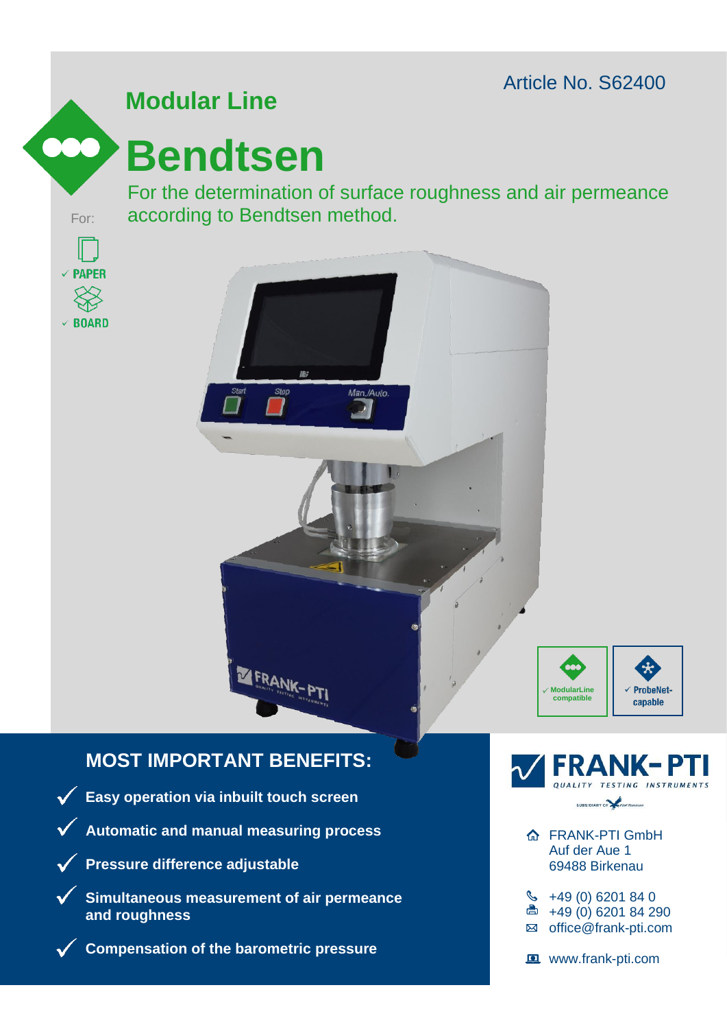Article No. S62400

## Modular Line

# Bendtsen

For the determination of surface roughness and air permeance according to Bendtsen method.

For:

- ✓ PAPER
- ✓ BOARD

✓ ModularLine compatible

✓ ProbeNet-capable

## MOST IMPORTANT BENEFITS:

- ✓ **Easy operation via inbuilt touch screen**
- ✓ **Automatic and manual measuring process**
- ✓ **Pressure difference adjustable**
- ✓ **Simultaneous measurement of air permeance and roughness**
- ✓ **Compensation of the barometric pressure**

FRANK-PTI
QUALITY TESTING INSTRUMENTS

FRANK-PTI GmbH
Auf der Aue 1
69488 Birkenau

+49 (0) 6201 84 0
+49 (0) 6201 84 290
office@frank-pti.com

www.frank-pti.com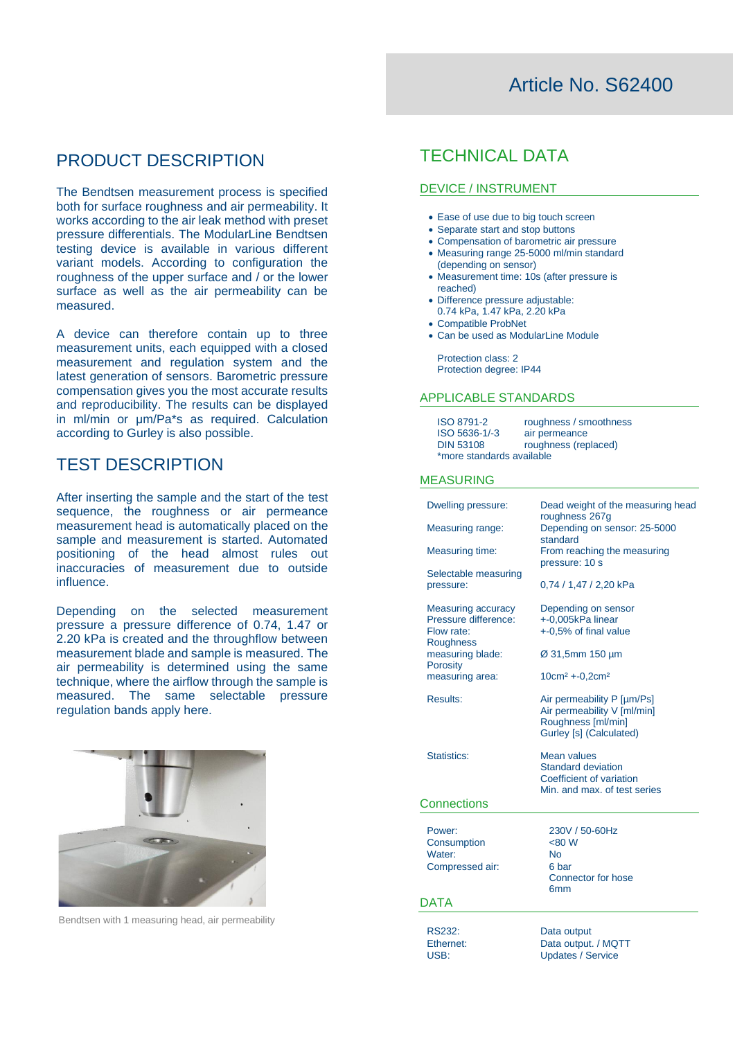# Article No. S62400

## PRODUCT DESCRIPTION

The Bendtsen measurement process is specified both for surface roughness and air permeability. It works according to the air leak method with preset pressure differentials. The ModularLine Bendtsen testing device is available in various different variant models. According to configuration the roughness of the upper surface and / or the lower surface as well as the air permeability can be measured.

A device can therefore contain up to three measurement units, each equipped with a closed measurement and regulation system and the latest generation of sensors. Barometric pressure compensation gives you the most accurate results and reproducibility. The results can be displayed in ml/min or µm/Pa*s as required. Calculation according to Gurley is also possible.

## TEST DESCRIPTION

After inserting the sample and the start of the test sequence, the roughness or air permeance measurement head is automatically placed on the sample and measurement is started. Automated positioning of the head almost rules out inaccuracies of measurement due to outside influence.

Depending on the selected measurement pressure a pressure difference of 0.74, 1.47 or 2.20 kPa is created and the throughflow between measurement blade and sample is measured. The air permeability is determined using the same technique, where the airflow through the sample is measured. The same selectable pressure regulation bands apply here.

Bendtsen with 1 measuring head, air permeability

## TECHNICAL DATA

### DEVICE / INSTRUMENT

- Ease of use due to big touch screen
- Separate start and stop buttons
- Compensation of barometric air pressure
- Measuring range 25-5000 ml/min standard (depending on sensor)
- Measurement time: 10s (after pressure is reached)
- Difference pressure adjustable: 0.74 kPa, 1.47 kPa, 2.20 kPa
- Compatible ProbNet
- Can be used as ModularLine Module

Protection class: 2
Protection degree: IP44

### APPLICABLE STANDARDS

| | |
|---|---|
| ISO 8791-2 | roughness / smoothness |
| ISO 5636-1/-3 | air permeance |
| DIN 53108 | roughness (replaced) |

*more standards available

### MEASURING

| | |
|---|---|
| Dwelling pressure: | Dead weight of the measuring head roughness 267g |
| Measuring range: | Depending on sensor: 25-5000 standard |
| Measuring time: | From reaching the measuring pressure: 10 s |
| Selectable measuring pressure: | 0,74 / 1,47 / 2,20 kPa |
| Measuring accuracy | Depending on sensor |
| Pressure difference: | +-0,005kPa linear |
| Flow rate: | +-0,5% of final value |
| Roughness measuring blade: | Ø 31,5mm 150 µm |
| Porosity measuring area: | 10cm² +-0,2cm² |
| Results: | Air permeability P [µm/Ps]<br>Air permeability V [ml/min]<br>Roughness [ml/min]<br>Gurley [s] (Calculated) |
| Statistics: | Mean values<br>Standard deviation<br>Coefficient of variation<br>Min. and max. of test series |

### Connections

| | |
|---|---|
| Power: | 230V / 50-60Hz |
| Consumption | <80 W |
| Water: | No |
| Compressed air: | 6 bar<br>Connector for hose 6mm |

### DATA

| | |
|---|---|
| RS232: | Data output |
| Ethernet: | Data output. / MQTT |
| USB: | Updates / Service |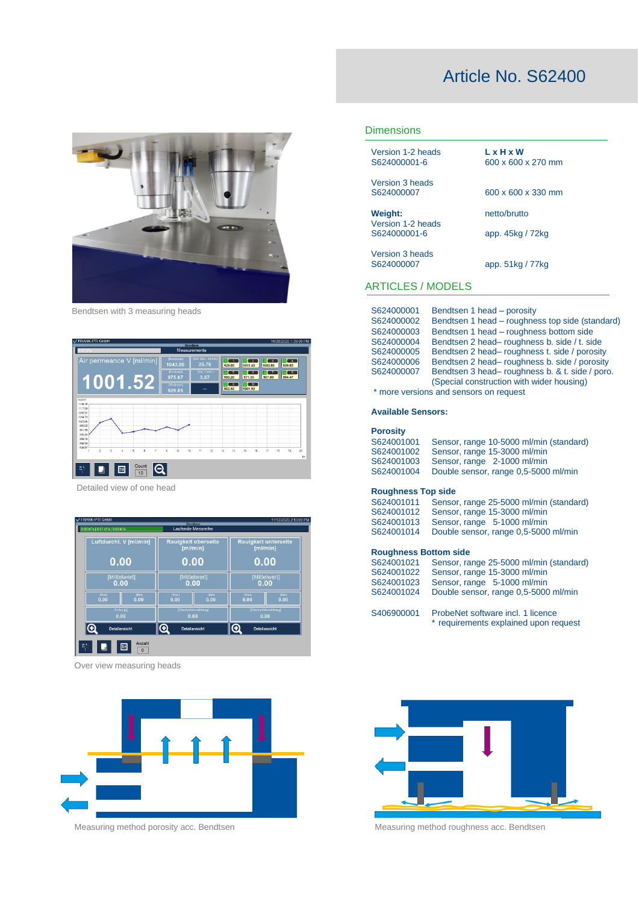# Article No. S62400

## Dimensions

| | |
|---|---|
| Version 1-2 heads<br>S624000001-6 | **L x H x W**<br>600 x 600 x 270 mm |
| Version 3 heads<br>S624000007 | 600 x 600 x 330 mm |
| **Weight:**<br>Version 1-2 heads<br>S624000001-6 | netto/brutto<br><br>app. 45kg / 72kg |
| Version 3 heads<br>S624000007 | app. 51kg / 77kg |

## ARTICLES / MODELS

| | |
|---|---|
| S624000001 | Bendtsen 1 head – porosity |
| S624000002 | Bendtsen 1 head – roughness top side (standard) |
| S624000003 | Bendtsen 1 head – roughness bottom side |
| S624000004 | Bendtsen 2 head– roughness b. side / t. side |
| S624000005 | Bendtsen 2 head– roughness t. side / porosity |
| S624000006 | Bendtsen 2 head– roughness b. side / porosity |
| S624000007 | Bendtsen 3 head– roughness b. & t. side / poro.<br>(Special construction with wider housing) |

* more versions and sensors on request

**Available Sensors:**

**Porosity**

| | |
|---|---|
| S624001001 | Sensor, range 10-5000 ml/min (standard) |
| S624001002 | Sensor, range 15-3000 ml/min |
| S624001003 | Sensor, range 2-1000 ml/min |
| S624001004 | Double sensor, range 0,5-5000 ml/min |

**Roughness Top side**

| | |
|---|---|
| S624001011 | Sensor, range 25-5000 ml/min (standard) |
| S624001012 | Sensor, range 15-3000 ml/min |
| S624001013 | Sensor, range 5-1000 ml/min |
| S624001014 | Double sensor, range 0,5-5000 ml/min |

**Roughness Bottom side**

| | |
|---|---|
| S624001021 | Sensor, range 25-5000 ml/min (standard) |
| S624001022 | Sensor, range 15-3000 ml/min |
| S624001023 | Sensor, range 5-1000 ml/min |
| S624001024 | Double sensor, range 0,5-5000 ml/min |

| | |
|---|---|
| S406900001 | ProbeNet software incl. 1 licence<br>* requirements explained upon request |

Bendtsen with 3 measuring heads

Detailed view of one head

Over view measuring heads

Measuring method porosity acc. Bendtsen

Measuring method roughness acc. Bendtsen